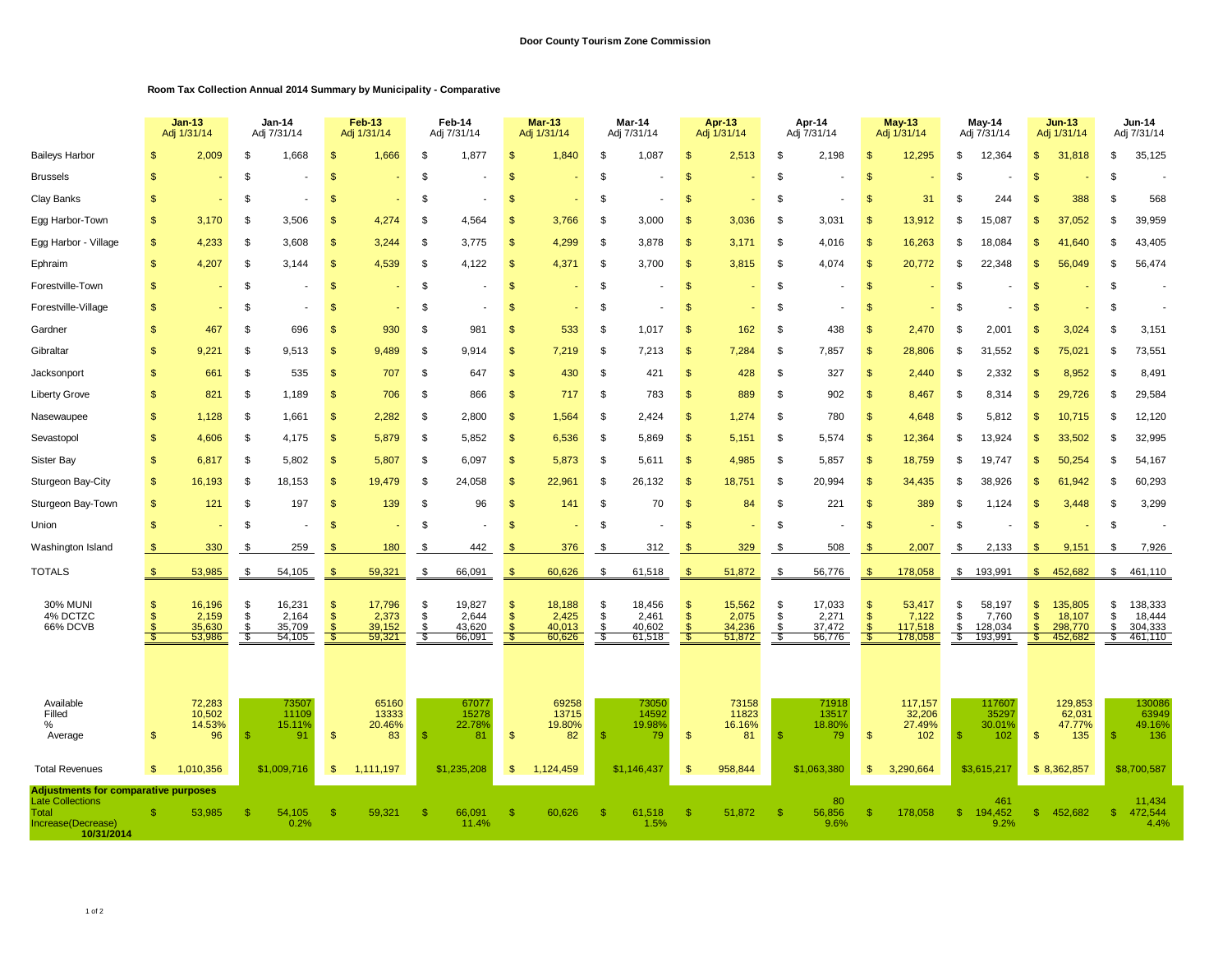**Door County Tourism Zone Commission**

**Room Tax Collection Annual 2014 Summary by Municipality - Comparative**

| | Jan-13 Adj 1/31/14 | Jan-14 Adj 7/31/14 | Feb-13 Adj 1/31/14 | Feb-14 Adj 7/31/14 | Mar-13 Adj 1/31/14 | Mar-14 Adj 7/31/14 | Apr-13 Adj 1/31/14 | Apr-14 Adj 7/31/14 | May-13 Adj 1/31/14 | May-14 Adj 7/31/14 | Jun-13 Adj 1/31/14 | Jun-14 Adj 7/31/14 |
|---|---|---|---|---|---|---|---|---|---|---|---|---|
| Baileys Harbor | $ 2,009 | $ 1,668 | $ 1,666 | $ 1,877 | $ 1,840 | $ 1,087 | $ 2,513 | $ 2,198 | $ 12,295 | $ 12,364 | $ 31,818 | $ 35,125 |
| Brussels | $ - | $ - | $ - | $ - | $ - | $ - | $ - | $ - | $ - | $ - | $ - | $ - |
| Clay Banks | $ - | $ - | $ - | $ - | $ - | $ - | $ - | $ - | $ 31 | $ 244 | $ 388 | $ 568 |
| Egg Harbor-Town | $ 3,170 | $ 3,506 | $ 4,274 | $ 4,564 | $ 3,766 | $ 3,000 | $ 3,036 | $ 3,031 | $ 13,912 | $ 15,087 | $ 37,052 | $ 39,959 |
| Egg Harbor - Village | $ 4,233 | $ 3,608 | $ 3,244 | $ 3,775 | $ 4,299 | $ 3,878 | $ 3,171 | $ 4,016 | $ 16,263 | $ 18,084 | $ 41,640 | $ 43,405 |
| Ephraim | $ 4,207 | $ 3,144 | $ 4,539 | $ 4,122 | $ 4,371 | $ 3,700 | $ 3,815 | $ 4,074 | $ 20,772 | $ 22,348 | $ 56,049 | $ 56,474 |
| Forestville-Town | $ - | $ - | $ - | $ - | $ - | $ - | $ - | $ - | $ - | $ - | $ - | $ - |
| Forestville-Village | $ - | $ - | $ - | $ - | $ - | $ - | $ - | $ - | $ - | $ - | $ - | $ - |
| Gardner | $ 467 | $ 696 | $ 930 | $ 981 | $ 533 | $ 1,017 | $ 162 | $ 438 | $ 2,470 | $ 2,001 | $ 3,024 | $ 3,151 |
| Gibraltar | $ 9,221 | $ 9,513 | $ 9,489 | $ 9,914 | $ 7,219 | $ 7,213 | $ 7,284 | $ 7,857 | $ 28,806 | $ 31,552 | $ 75,021 | $ 73,551 |
| Jacksonport | $ 661 | $ 535 | $ 707 | $ 647 | $ 430 | $ 421 | $ 428 | $ 327 | $ 2,440 | $ 2,332 | $ 8,952 | $ 8,491 |
| Liberty Grove | $ 821 | $ 1,189 | $ 706 | $ 866 | $ 717 | $ 783 | $ 889 | $ 902 | $ 8,467 | $ 8,314 | $ 29,726 | $ 29,584 |
| Nasewaupee | $ 1,128 | $ 1,661 | $ 2,282 | $ 2,800 | $ 1,564 | $ 2,424 | $ 1,274 | $ 780 | $ 4,648 | $ 5,812 | $ 10,715 | $ 12,120 |
| Sevastopol | $ 4,606 | $ 4,175 | $ 5,879 | $ 5,852 | $ 6,536 | $ 5,869 | $ 5,151 | $ 5,574 | $ 12,364 | $ 13,924 | $ 33,502 | $ 32,995 |
| Sister Bay | $ 6,817 | $ 5,802 | $ 5,807 | $ 6,097 | $ 5,873 | $ 5,611 | $ 4,985 | $ 5,857 | $ 18,759 | $ 19,747 | $ 50,254 | $ 54,167 |
| Sturgeon Bay-City | $ 16,193 | $ 18,153 | $ 19,479 | $ 24,058 | $ 22,961 | $ 26,132 | $ 18,751 | $ 20,994 | $ 34,435 | $ 38,926 | $ 61,942 | $ 60,293 |
| Sturgeon Bay-Town | $ 121 | $ 197 | $ 139 | $ 96 | $ 141 | $ 70 | $ 84 | $ 221 | $ 389 | $ 1,124 | $ 3,448 | $ 3,299 |
| Union | $ - | $ - | $ - | $ - | $ - | $ - | $ - | $ - | $ - | $ - | $ - | $ - |
| Washington Island | $ 330 | $ 259 | $ 180 | $ 442 | $ 376 | $ 312 | $ 329 | $ 508 | $ 2,007 | $ 2,133 | $ 9,151 | $ 7,926 |
| TOTALS | $ 53,985 | $ 54,105 | $ 59,321 | $ 66,091 | $ 60,626 | $ 61,518 | $ 51,872 | $ 56,776 | $ 178,058 | $ 193,991 | $ 452,682 | $ 461,110 |
| 30% MUNI | $ 16,196 | $ 16,231 | $ 17,796 | $ 19,827 | $ 18,188 | $ 18,456 | $ 15,562 | $ 17,033 | $ 53,417 | $ 58,197 | $ 135,805 | $ 138,333 |
| 4% DCTZC | $ 2,159 | $ 2,164 | $ 2,373 | $ 2,644 | $ 2,425 | $ 2,461 | $ 2,075 | $ 2,271 | $ 7,122 | $ 7,760 | $ 18,107 | $ 18,444 |
| 66% DCVB | $ 35,630 | $ 35,709 | $ 39,152 | $ 43,620 | $ 40,013 | $ 40,602 | $ 34,236 | $ 37,472 | $ 117,518 | $ 128,034 | $ 298,770 | $ 304,333 |
| | $ 53,986 | $ 54,105 | $ 59,321 | $ 66,091 | $ 60,626 | $ 61,518 | $ 51,872 | $ 56,776 | $ 178,058 | $ 193,991 | $ 452,682 | $ 461,110 |
| Available | 72,283 | 73507 | 65160 | 67077 | 69258 | 73050 | 73158 | 71918 | 117,157 | 117607 | 129,853 | 130086 |
| Filled | 10,502 | 11109 | 13333 | 15278 | 13715 | 14592 | 11823 | 13517 | 32,206 | 35297 | 62,031 | 63949 |
| % | 14.53% | 15.11% | 20.46% | 22.78% | 19.80% | 19.98% | 16.16% | 18.80% | 27.49% | 30.01% | 47.77% | 49.16% |
| Average | $ 96 | $ 91 | $ 83 | $ 81 | $ 82 | $ 79 | $ 81 | $ 79 | $ 102 | $ 102 | $ 135 | $ 136 |
| Total Revenues | $ 1,010,356 | $1,009,716 | $ 1,111,197 | $1,235,208 | $ 1,124,459 | $1,146,437 | $ 958,844 | $1,063,380 | $ 3,290,664 | $3,615,217 | $ 8,362,857 | $8,700,587 |
| **Adjustments for comparative purposes** | | | | | | | | | | | | |
| Late Collections | | | | | | | | 80 | | 461 | | 11,434 |
| Total | $ 53,985 | $ 54,105 | $ 59,321 | $ 66,091 | $ 60,626 | $ 61,518 | $ 51,872 | $ 56,856 | $ 178,058 | $ 194,452 | $ 452,682 | $ 472,544 |
| Increase(Decrease) | | 0.2% | | 11.4% | | 1.5% | | 9.6% | | 9.2% | | 4.4% |
| **10/31/2014** | | | | | | | | | | | | |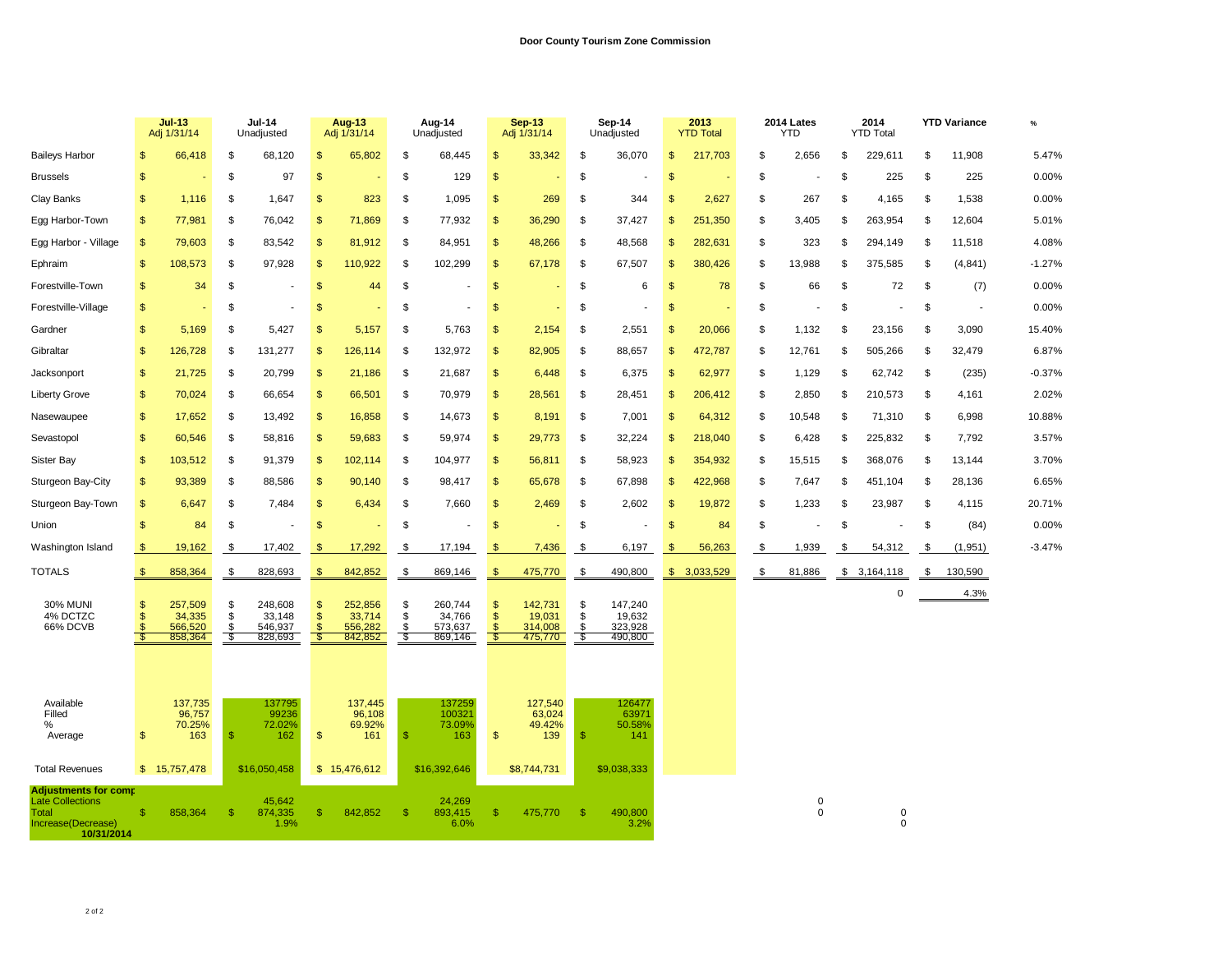**Door County Tourism Zone Commission**

| | Jul-13 Adj 1/31/14 | Jul-14 Unadjusted | Aug-13 Adj 1/31/14 | Aug-14 Unadjusted | Sep-13 Adj 1/31/14 | Sep-14 Unadjusted | 2013 YTD Total | 2014 Lates YTD | 2014 YTD Total | YTD Variance | % |
|---|---|---|---|---|---|---|---|---|---|---|---|
| Baileys Harbor | $ 66,418 | $ 68,120 | $ 65,802 | $ 68,445 | $ 33,342 | $ 36,070 | $ 217,703 | $ 2,656 | $ 229,611 | $ 11,908 | 5.47% |
| Brussels | $ - | $ 97 | $ - | $ 129 | $ - | $ - | $ - | $ - | $ 225 | $ 225 | 0.00% |
| Clay Banks | $ 1,116 | $ 1,647 | $ 823 | $ 1,095 | $ 269 | $ 344 | $ 2,627 | $ 267 | $ 4,165 | $ 1,538 | 0.00% |
| Egg Harbor-Town | $ 77,981 | $ 76,042 | $ 71,869 | $ 77,932 | $ 36,290 | $ 37,427 | $ 251,350 | $ 3,405 | $ 263,954 | $ 12,604 | 5.01% |
| Egg Harbor - Village | $ 79,603 | $ 83,542 | $ 81,912 | $ 84,951 | $ 48,266 | $ 48,568 | $ 282,631 | $ 323 | $ 294,149 | $ 11,518 | 4.08% |
| Ephraim | $ 108,573 | $ 97,928 | $ 110,922 | $ 102,299 | $ 67,178 | $ 67,507 | $ 380,426 | $ 13,988 | $ 375,585 | $ (4,841) | -1.27% |
| Forestville-Town | $ 34 | $ - | $ 44 | $ - | $ - | $ 6 | $ 78 | $ 66 | $ 72 | $ (7) | 0.00% |
| Forestville-Village | $ - | $ - | $ - | $ - | $ - | $ - | $ - | $ - | $ - | $ - | 0.00% |
| Gardner | $ 5,169 | $ 5,427 | $ 5,157 | $ 5,763 | $ 2,154 | $ 2,551 | $ 20,066 | $ 1,132 | $ 23,156 | $ 3,090 | 15.40% |
| Gibraltar | $ 126,728 | $ 131,277 | $ 126,114 | $ 132,972 | $ 82,905 | $ 88,657 | $ 472,787 | $ 12,761 | $ 505,266 | $ 32,479 | 6.87% |
| Jacksonport | $ 21,725 | $ 20,799 | $ 21,186 | $ 21,687 | $ 6,448 | $ 6,375 | $ 62,977 | $ 1,129 | $ 62,742 | $ (235) | -0.37% |
| Liberty Grove | $ 70,024 | $ 66,654 | $ 66,501 | $ 70,979 | $ 28,561 | $ 28,451 | $ 206,412 | $ 2,850 | $ 210,573 | $ 4,161 | 2.02% |
| Nasewaupee | $ 17,652 | $ 13,492 | $ 16,858 | $ 14,673 | $ 8,191 | $ 7,001 | $ 64,312 | $ 10,548 | $ 71,310 | $ 6,998 | 10.88% |
| Sevastopol | $ 60,546 | $ 58,816 | $ 59,683 | $ 59,974 | $ 29,773 | $ 32,224 | $ 218,040 | $ 6,428 | $ 225,832 | $ 7,792 | 3.57% |
| Sister Bay | $ 103,512 | $ 91,379 | $ 102,114 | $ 104,977 | $ 56,811 | $ 58,923 | $ 354,932 | $ 15,515 | $ 368,076 | $ 13,144 | 3.70% |
| Sturgeon Bay-City | $ 93,389 | $ 88,586 | $ 90,140 | $ 98,417 | $ 65,678 | $ 67,898 | $ 422,968 | $ 7,647 | $ 451,104 | $ 28,136 | 6.65% |
| Sturgeon Bay-Town | $ 6,647 | $ 7,484 | $ 6,434 | $ 7,660 | $ 2,469 | $ 2,602 | $ 19,872 | $ 1,233 | $ 23,987 | $ 4,115 | 20.71% |
| Union | $ 84 | $ - | $ - | $ - | $ - | $ - | $ 84 | $ - | $ - | $ (84) | 0.00% |
| Washington Island | $ 19,162 | $ 17,402 | $ 17,292 | $ 17,194 | $ 7,436 | $ 6,197 | $ 56,263 | $ 1,939 | $ 54,312 | $ (1,951) | -3.47% |
| TOTALS | $ 858,364 | $ 828,693 | $ 842,852 | $ 869,146 | $ 475,770 | $ 490,800 | $ 3,033,529 | $ 81,886 | $ 3,164,118 | $ 130,590 | |
| | | | | | | | | | 0 | 4.3% | |
| 30% MUNI | $ 257,509 | $ 248,608 | $ 252,856 | $ 260,744 | $ 142,731 | $ 147,240 | | | | | |
| 4% DCTZC | $ 34,335 | $ 33,148 | $ 33,714 | $ 34,766 | $ 19,031 | $ 19,632 | | | | | |
| 66% DCVB | $ 566,520 | $ 546,937 | $ 556,282 | $ 573,637 | $ 314,008 | $ 323,928 | | | | | |
| | $ 858,364 | $ 828,693 | $ 842,852 | $ 869,146 | $ 475,770 | $ 490,800 | | | | | |
| Available | 137,735 | 137795 | 137,445 | 137259 | 127,540 | 126477 | | | | | |
| Filled | 96,757 | 99236 | 96,108 | 100321 | 63,024 | 63971 | | | | | |
| % | 70.25% | 72.02% | 69.92% | 73.09% | 49.42% | 50.58% | | | | | |
| Average | $ 163 | $ 162 | $ 161 | $ 163 | $ 139 | $ 141 | | | | | |
| Total Revenues | $ 15,757,478 | $16,050,458 | $ 15,476,612 | $16,392,646 | $8,744,731 | $9,038,333 | | | | | |
| Adjustments for comp | | | | | | | | | | | |
| Late Collections | | 45,642 | | 24,269 | | | | 0 | | | |
| Total | $ 858,364 | $ 874,335 | $ 842,852 | $ 893,415 | $ 475,770 | $ 490,800 | | 0 | 0 | | |
| Increase(Decrease) | | 1.9% | | 6.0% | | 3.2% | | | 0 | | |
| 10/31/2014 | | | | | | | | | | | |